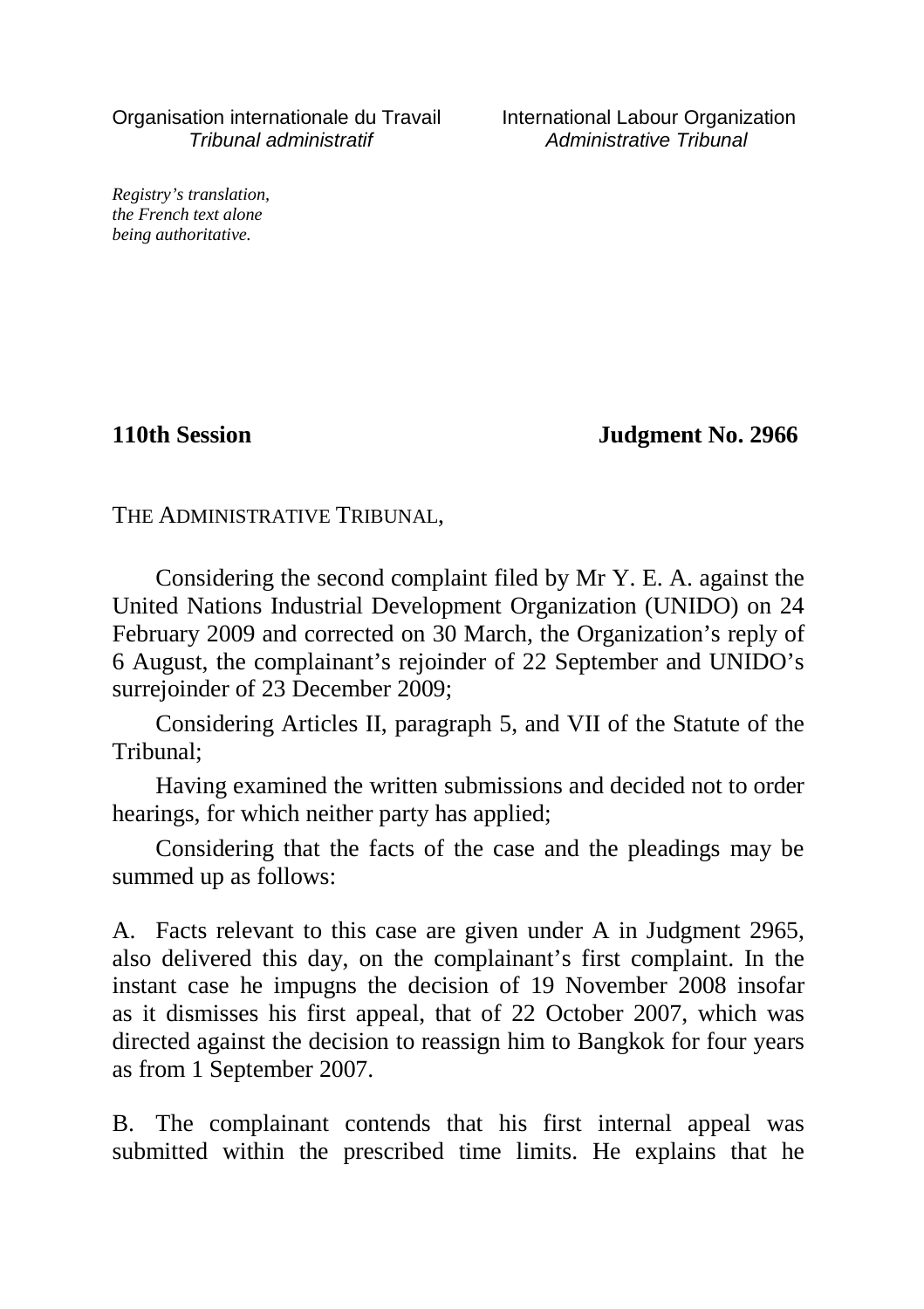Organisation internationale du Travail
*Tribunal administratif*

International Labour Organization
*Administrative Tribunal*

*Registry's translation, the French text alone being authoritative.*

**110th Session** **Judgment No. 2966**

THE ADMINISTRATIVE TRIBUNAL,

Considering the second complaint filed by Mr Y. E. A. against the United Nations Industrial Development Organization (UNIDO) on 24 February 2009 and corrected on 30 March, the Organization's reply of 6 August, the complainant's rejoinder of 22 September and UNIDO's surrejoinder of 23 December 2009;

Considering Articles II, paragraph 5, and VII of the Statute of the Tribunal;

Having examined the written submissions and decided not to order hearings, for which neither party has applied;

Considering that the facts of the case and the pleadings may be summed up as follows:

A. Facts relevant to this case are given under A in Judgment 2965, also delivered this day, on the complainant's first complaint. In the instant case he impugns the decision of 19 November 2008 insofar as it dismisses his first appeal, that of 22 October 2007, which was directed against the decision to reassign him to Bangkok for four years as from 1 September 2007.

B. The complainant contends that his first internal appeal was submitted within the prescribed time limits. He explains that he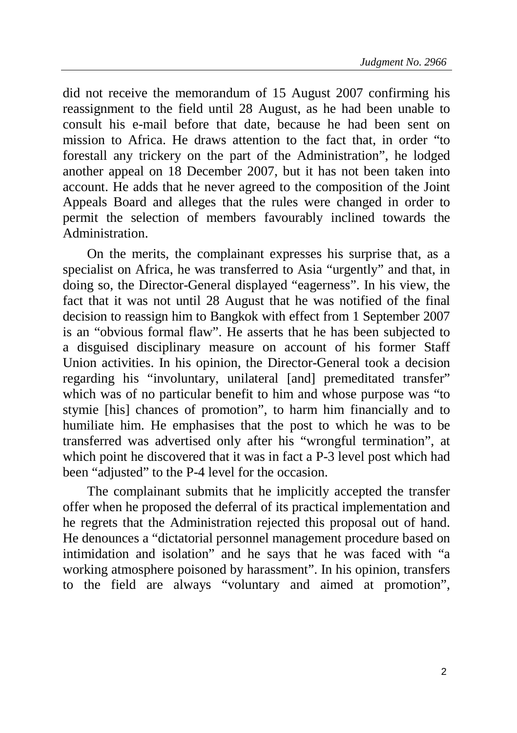did not receive the memorandum of 15 August 2007 confirming his reassignment to the field until 28 August, as he had been unable to consult his e-mail before that date, because he had been sent on mission to Africa. He draws attention to the fact that, in order "to forestall any trickery on the part of the Administration", he lodged another appeal on 18 December 2007, but it has not been taken into account. He adds that he never agreed to the composition of the Joint Appeals Board and alleges that the rules were changed in order to permit the selection of members favourably inclined towards the Administration.

On the merits, the complainant expresses his surprise that, as a specialist on Africa, he was transferred to Asia "urgently" and that, in doing so, the Director-General displayed "eagerness". In his view, the fact that it was not until 28 August that he was notified of the final decision to reassign him to Bangkok with effect from 1 September 2007 is an "obvious formal flaw". He asserts that he has been subjected to a disguised disciplinary measure on account of his former Staff Union activities. In his opinion, the Director-General took a decision regarding his "involuntary, unilateral [and] premeditated transfer" which was of no particular benefit to him and whose purpose was "to stymie [his] chances of promotion", to harm him financially and to humiliate him. He emphasises that the post to which he was to be transferred was advertised only after his "wrongful termination", at which point he discovered that it was in fact a P-3 level post which had been "adjusted" to the P-4 level for the occasion.

The complainant submits that he implicitly accepted the transfer offer when he proposed the deferral of its practical implementation and he regrets that the Administration rejected this proposal out of hand. He denounces a "dictatorial personnel management procedure based on intimidation and isolation" and he says that he was faced with "a working atmosphere poisoned by harassment". In his opinion, transfers to the field are always "voluntary and aimed at promotion",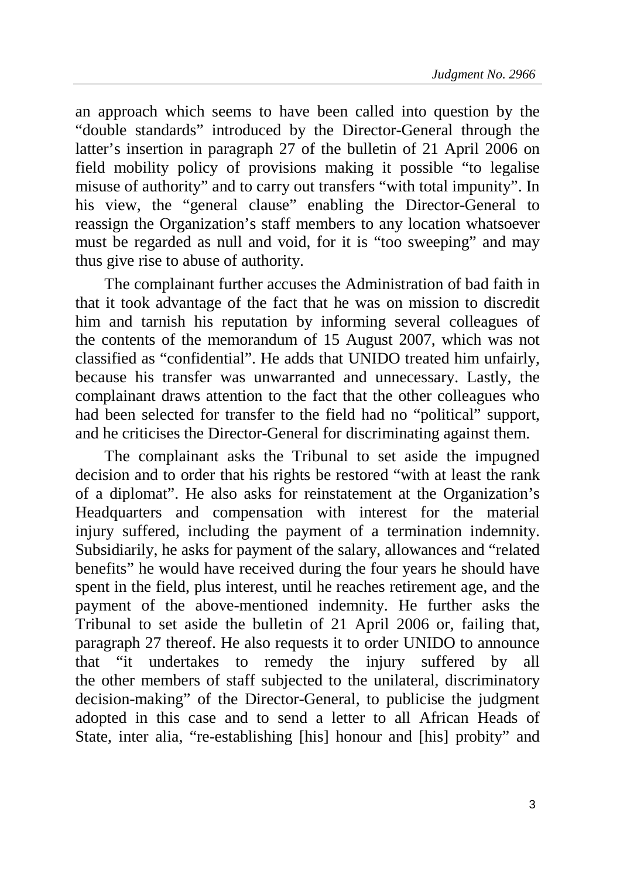an approach which seems to have been called into question by the "double standards" introduced by the Director-General through the latter's insertion in paragraph 27 of the bulletin of 21 April 2006 on field mobility policy of provisions making it possible "to legalise misuse of authority" and to carry out transfers "with total impunity". In his view, the "general clause" enabling the Director-General to reassign the Organization's staff members to any location whatsoever must be regarded as null and void, for it is "too sweeping" and may thus give rise to abuse of authority.

The complainant further accuses the Administration of bad faith in that it took advantage of the fact that he was on mission to discredit him and tarnish his reputation by informing several colleagues of the contents of the memorandum of 15 August 2007, which was not classified as "confidential". He adds that UNIDO treated him unfairly, because his transfer was unwarranted and unnecessary. Lastly, the complainant draws attention to the fact that the other colleagues who had been selected for transfer to the field had no "political" support, and he criticises the Director-General for discriminating against them.

The complainant asks the Tribunal to set aside the impugned decision and to order that his rights be restored "with at least the rank of a diplomat". He also asks for reinstatement at the Organization's Headquarters and compensation with interest for the material injury suffered, including the payment of a termination indemnity. Subsidiarily, he asks for payment of the salary, allowances and "related benefits" he would have received during the four years he should have spent in the field, plus interest, until he reaches retirement age, and the payment of the above-mentioned indemnity. He further asks the Tribunal to set aside the bulletin of 21 April 2006 or, failing that, paragraph 27 thereof. He also requests it to order UNIDO to announce that "it undertakes to remedy the injury suffered by all the other members of staff subjected to the unilateral, discriminatory decision-making" of the Director-General, to publicise the judgment adopted in this case and to send a letter to all African Heads of State, inter alia, "re-establishing [his] honour and [his] probity" and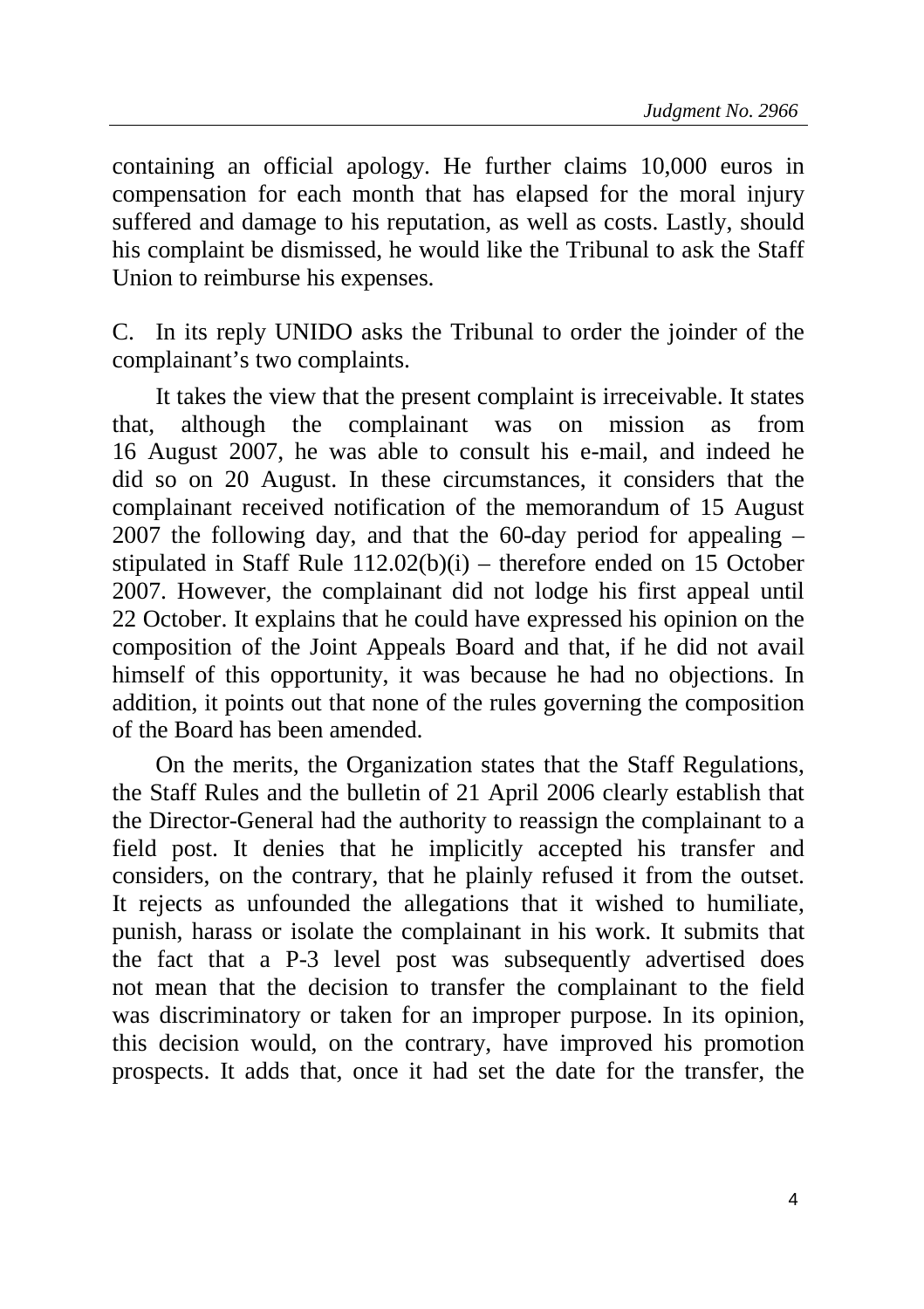containing an official apology. He further claims 10,000 euros in compensation for each month that has elapsed for the moral injury suffered and damage to his reputation, as well as costs. Lastly, should his complaint be dismissed, he would like the Tribunal to ask the Staff Union to reimburse his expenses.

C. In its reply UNIDO asks the Tribunal to order the joinder of the complainant's two complaints.

It takes the view that the present complaint is irreceivable. It states that, although the complainant was on mission as from 16 August 2007, he was able to consult his e-mail, and indeed he did so on 20 August. In these circumstances, it considers that the complainant received notification of the memorandum of 15 August 2007 the following day, and that the 60-day period for appealing – stipulated in Staff Rule 112.02(b)(i) – therefore ended on 15 October 2007. However, the complainant did not lodge his first appeal until 22 October. It explains that he could have expressed his opinion on the composition of the Joint Appeals Board and that, if he did not avail himself of this opportunity, it was because he had no objections. In addition, it points out that none of the rules governing the composition of the Board has been amended.

On the merits, the Organization states that the Staff Regulations, the Staff Rules and the bulletin of 21 April 2006 clearly establish that the Director-General had the authority to reassign the complainant to a field post. It denies that he implicitly accepted his transfer and considers, on the contrary, that he plainly refused it from the outset. It rejects as unfounded the allegations that it wished to humiliate, punish, harass or isolate the complainant in his work. It submits that the fact that a P-3 level post was subsequently advertised does not mean that the decision to transfer the complainant to the field was discriminatory or taken for an improper purpose. In its opinion, this decision would, on the contrary, have improved his promotion prospects. It adds that, once it had set the date for the transfer, the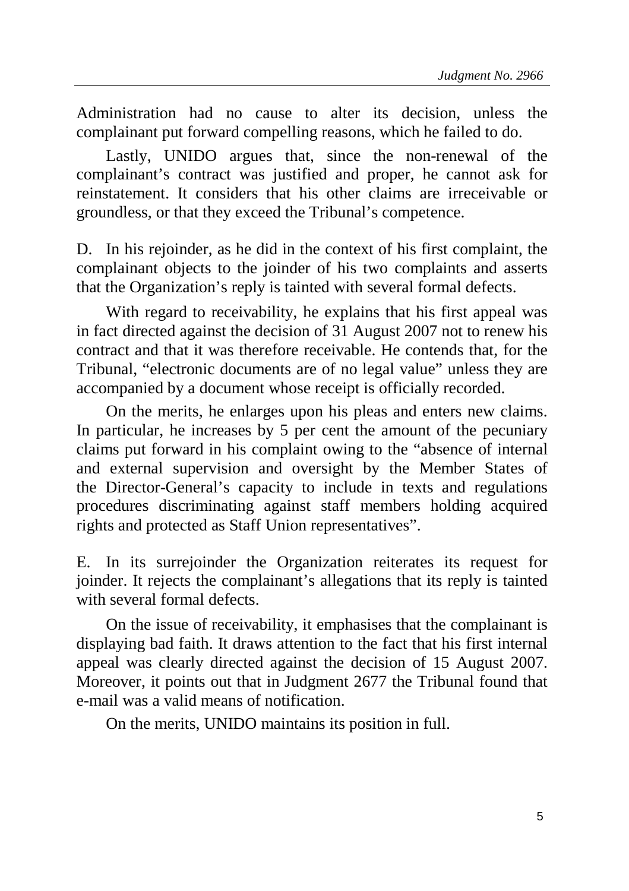Administration had no cause to alter its decision, unless the complainant put forward compelling reasons, which he failed to do.

Lastly, UNIDO argues that, since the non-renewal of the complainant's contract was justified and proper, he cannot ask for reinstatement. It considers that his other claims are irreceivable or groundless, or that they exceed the Tribunal's competence.

D. In his rejoinder, as he did in the context of his first complaint, the complainant objects to the joinder of his two complaints and asserts that the Organization's reply is tainted with several formal defects.

With regard to receivability, he explains that his first appeal was in fact directed against the decision of 31 August 2007 not to renew his contract and that it was therefore receivable. He contends that, for the Tribunal, "electronic documents are of no legal value" unless they are accompanied by a document whose receipt is officially recorded.

On the merits, he enlarges upon his pleas and enters new claims. In particular, he increases by 5 per cent the amount of the pecuniary claims put forward in his complaint owing to the "absence of internal and external supervision and oversight by the Member States of the Director-General's capacity to include in texts and regulations procedures discriminating against staff members holding acquired rights and protected as Staff Union representatives".

E. In its surrejoinder the Organization reiterates its request for joinder. It rejects the complainant's allegations that its reply is tainted with several formal defects.

On the issue of receivability, it emphasises that the complainant is displaying bad faith. It draws attention to the fact that his first internal appeal was clearly directed against the decision of 15 August 2007. Moreover, it points out that in Judgment 2677 the Tribunal found that e-mail was a valid means of notification.

On the merits, UNIDO maintains its position in full.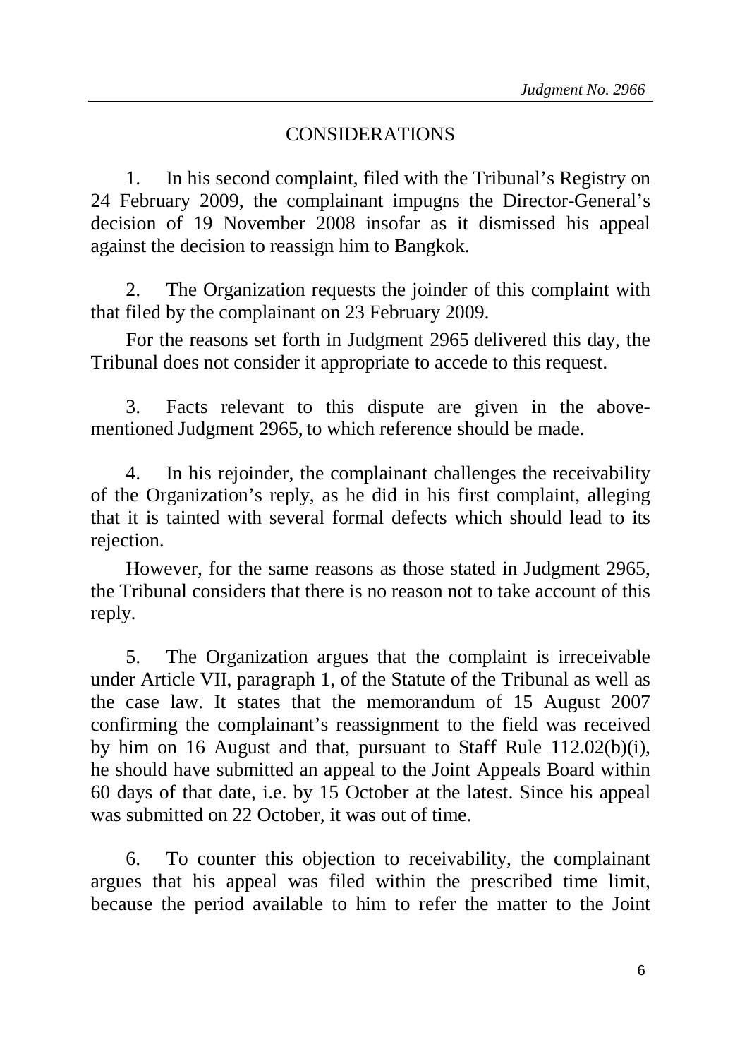## CONSIDERATIONS

1. In his second complaint, filed with the Tribunal's Registry on 24 February 2009, the complainant impugns the Director-General's decision of 19 November 2008 insofar as it dismissed his appeal against the decision to reassign him to Bangkok.

2. The Organization requests the joinder of this complaint with that filed by the complainant on 23 February 2009.

For the reasons set forth in Judgment 2965 delivered this day, the Tribunal does not consider it appropriate to accede to this request.

3. Facts relevant to this dispute are given in the above-mentioned Judgment 2965, to which reference should be made.

4. In his rejoinder, the complainant challenges the receivability of the Organization's reply, as he did in his first complaint, alleging that it is tainted with several formal defects which should lead to its rejection.

However, for the same reasons as those stated in Judgment 2965, the Tribunal considers that there is no reason not to take account of this reply.

5. The Organization argues that the complaint is irreceivable under Article VII, paragraph 1, of the Statute of the Tribunal as well as the case law. It states that the memorandum of 15 August 2007 confirming the complainant's reassignment to the field was received by him on 16 August and that, pursuant to Staff Rule 112.02(b)(i), he should have submitted an appeal to the Joint Appeals Board within 60 days of that date, i.e. by 15 October at the latest. Since his appeal was submitted on 22 October, it was out of time.

6. To counter this objection to receivability, the complainant argues that his appeal was filed within the prescribed time limit, because the period available to him to refer the matter to the Joint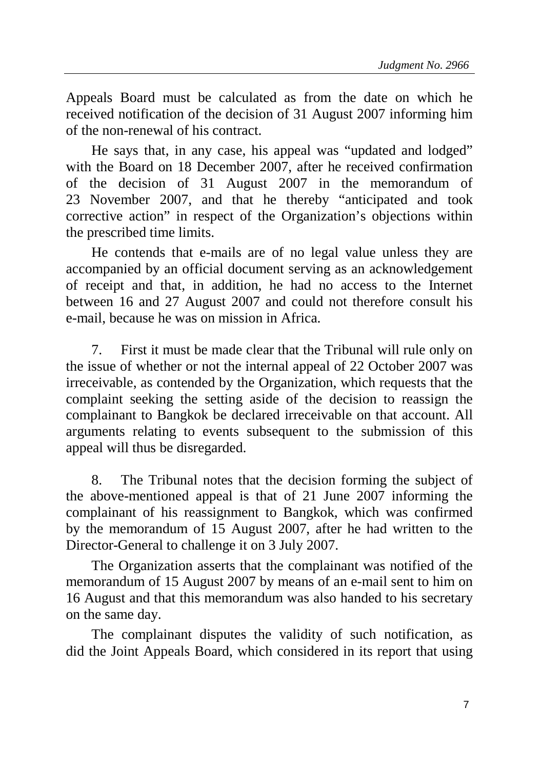Appeals Board must be calculated as from the date on which he received notification of the decision of 31 August 2007 informing him of the non-renewal of his contract.

He says that, in any case, his appeal was "updated and lodged" with the Board on 18 December 2007, after he received confirmation of the decision of 31 August 2007 in the memorandum of 23 November 2007, and that he thereby "anticipated and took corrective action" in respect of the Organization's objections within the prescribed time limits.

He contends that e-mails are of no legal value unless they are accompanied by an official document serving as an acknowledgement of receipt and that, in addition, he had no access to the Internet between 16 and 27 August 2007 and could not therefore consult his e-mail, because he was on mission in Africa.

7. First it must be made clear that the Tribunal will rule only on the issue of whether or not the internal appeal of 22 October 2007 was irreceivable, as contended by the Organization, which requests that the complaint seeking the setting aside of the decision to reassign the complainant to Bangkok be declared irreceivable on that account. All arguments relating to events subsequent to the submission of this appeal will thus be disregarded.

8. The Tribunal notes that the decision forming the subject of the above-mentioned appeal is that of 21 June 2007 informing the complainant of his reassignment to Bangkok, which was confirmed by the memorandum of 15 August 2007, after he had written to the Director-General to challenge it on 3 July 2007.

The Organization asserts that the complainant was notified of the memorandum of 15 August 2007 by means of an e-mail sent to him on 16 August and that this memorandum was also handed to his secretary on the same day.

The complainant disputes the validity of such notification, as did the Joint Appeals Board, which considered in its report that using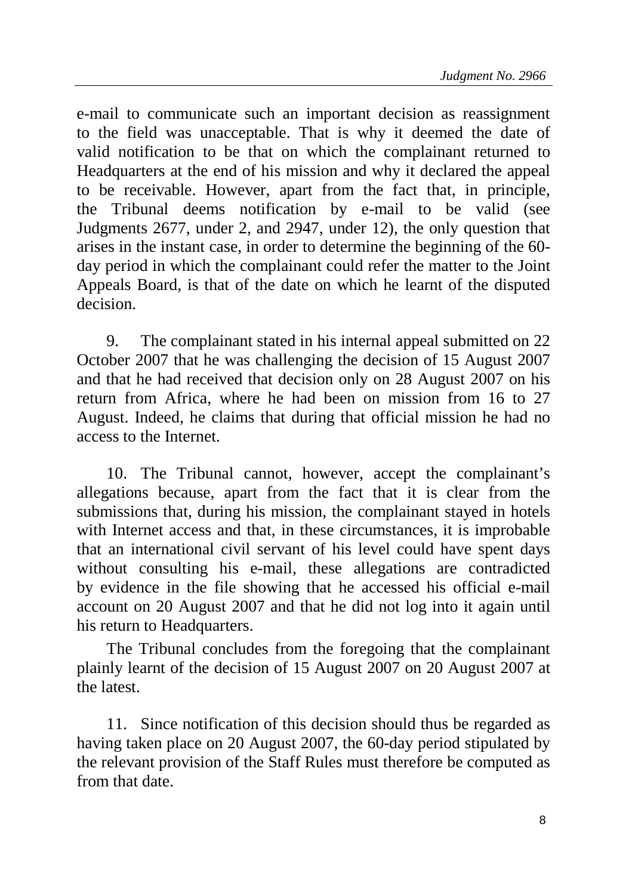e-mail to communicate such an important decision as reassignment to the field was unacceptable. That is why it deemed the date of valid notification to be that on which the complainant returned to Headquarters at the end of his mission and why it declared the appeal to be receivable. However, apart from the fact that, in principle, the Tribunal deems notification by e-mail to be valid (see Judgments 2677, under 2, and 2947, under 12), the only question that arises in the instant case, in order to determine the beginning of the 60-day period in which the complainant could refer the matter to the Joint Appeals Board, is that of the date on which he learnt of the disputed decision.

9. The complainant stated in his internal appeal submitted on 22 October 2007 that he was challenging the decision of 15 August 2007 and that he had received that decision only on 28 August 2007 on his return from Africa, where he had been on mission from 16 to 27 August. Indeed, he claims that during that official mission he had no access to the Internet.

10. The Tribunal cannot, however, accept the complainant's allegations because, apart from the fact that it is clear from the submissions that, during his mission, the complainant stayed in hotels with Internet access and that, in these circumstances, it is improbable that an international civil servant of his level could have spent days without consulting his e-mail, these allegations are contradicted by evidence in the file showing that he accessed his official e-mail account on 20 August 2007 and that he did not log into it again until his return to Headquarters.

The Tribunal concludes from the foregoing that the complainant plainly learnt of the decision of 15 August 2007 on 20 August 2007 at the latest.

11. Since notification of this decision should thus be regarded as having taken place on 20 August 2007, the 60-day period stipulated by the relevant provision of the Staff Rules must therefore be computed as from that date.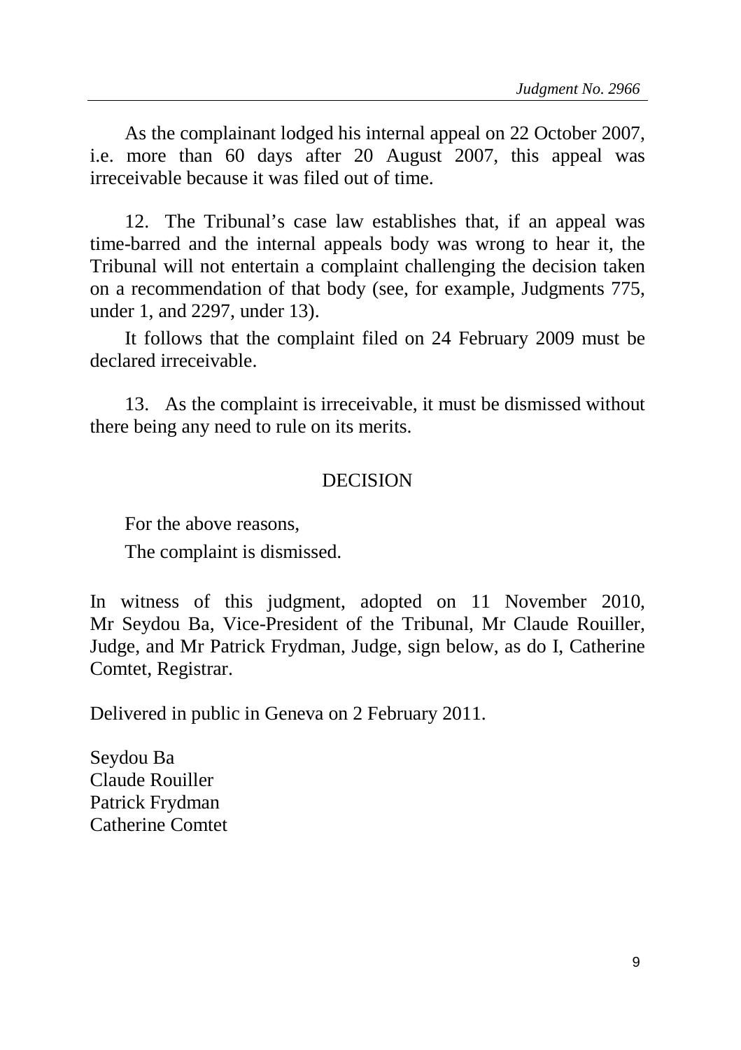As the complainant lodged his internal appeal on 22 October 2007, i.e. more than 60 days after 20 August 2007, this appeal was irreceivable because it was filed out of time.

12. The Tribunal's case law establishes that, if an appeal was time-barred and the internal appeals body was wrong to hear it, the Tribunal will not entertain a complaint challenging the decision taken on a recommendation of that body (see, for example, Judgments 775, under 1, and 2297, under 13).

It follows that the complaint filed on 24 February 2009 must be declared irreceivable.

13. As the complaint is irreceivable, it must be dismissed without there being any need to rule on its merits.

## DECISION

For the above reasons,

The complaint is dismissed.

In witness of this judgment, adopted on 11 November 2010, Mr Seydou Ba, Vice-President of the Tribunal, Mr Claude Rouiller, Judge, and Mr Patrick Frydman, Judge, sign below, as do I, Catherine Comtet, Registrar.

Delivered in public in Geneva on 2 February 2011.

Seydou Ba
Claude Rouiller
Patrick Frydman
Catherine Comtet